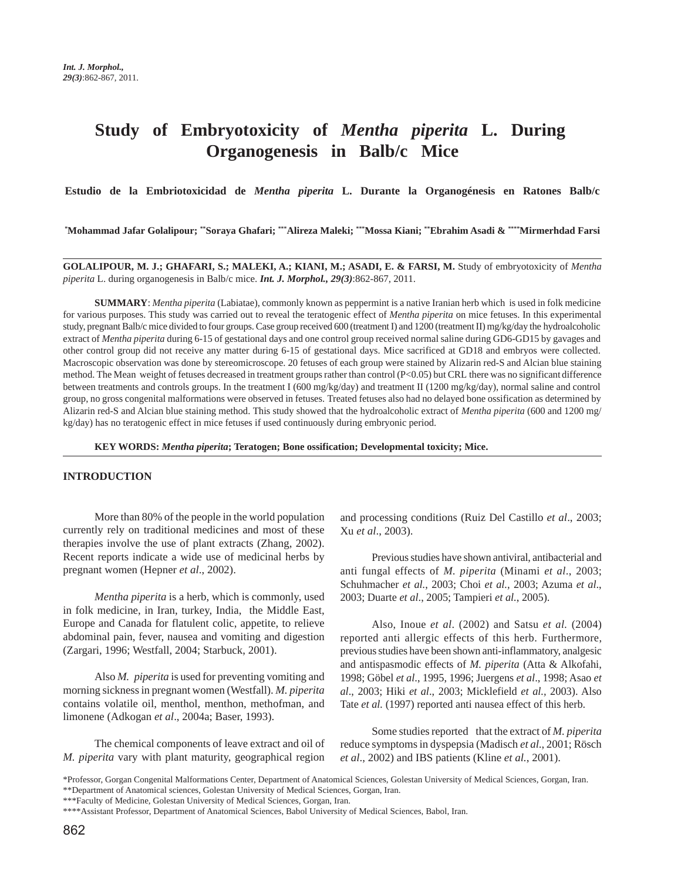# Study of Embryotoxicity of *Mentha piperita* L. During Organogenesis in Balb/c Mice

## Estudio de la Embriotoxicidad de *Mentha piperita* L. Durante la Organogénesis en Ratones Balb/c

**[*]Mohammad Jafar Golalipour; [**]Soraya Ghafari; [***]Alireza Maleki; [***]Mossa Kiani; [**]Ebrahim Asadi & [****]Mirmerhdad Farsi**

**GOLALIPOUR, M. J.; GHAFARI, S.; MALEKI, A.; KIANI, M.; ASADI, E. & FARSI, M.** Study of embryotoxicity of *Mentha piperita* L. during organogenesis in Balb/c mice. ***Int. J. Morphol., 29(3)***:862-867, 2011.

**SUMMARY**: *Mentha piperita* (Labiatae), commonly known as peppermint is a native Iranian herb which is used in folk medicine for various purposes. This study was carried out to reveal the teratogenic effect of *Mentha piperita* on mice fetuses. In this experimental study, pregnant Balb/c mice divided to four groups. Case group received 600 (treatment I) and 1200 (treatment II) mg/kg/day the hydroalcoholic extract of *Mentha piperita* during 6-15 of gestational days and one control group received normal saline during GD6-GD15 by gavages and other control group did not receive any matter during 6-15 of gestational days. Mice sacrificed at GD18 and embryos were collected. Macroscopic observation was done by stereomicroscope. 20 fetuses of each group were stained by Alizarin red-S and Alcian blue staining method. The Mean weight of fetuses decreased in treatment groups rather than control ($P<0.05$) but CRL there was no significant difference between treatments and controls groups. In the treatment I (600 mg/kg/day) and treatment II (1200 mg/kg/day), normal saline and control group, no gross congenital malformations were observed in fetuses. Treated fetuses also had no delayed bone ossification as determined by Alizarin red-S and Alcian blue staining method. This study showed that the hydroalcoholic extract of *Mentha piperita* (600 and 1200 mg/kg/day) has no teratogenic effect in mice fetuses if used continuously during embryonic period.

**KEY WORDS: *Mentha piperita*; Teratogen; Bone ossification; Developmental toxicity; Mice.**

## INTRODUCTION

More than 80% of the people in the world population currently rely on traditional medicines and most of these therapies involve the use of plant extracts (Zhang, 2002). Recent reports indicate a wide use of medicinal herbs by pregnant women (Hepner *et al*., 2002).

*Mentha piperita* is a herb, which is commonly, used in folk medicine, in Iran, turkey, India, the Middle East, Europe and Canada for flatulent colic, appetite, to relieve abdominal pain, fever, nausea and vomiting and digestion (Zargari, 1996; Westfall, 2004; Starbuck, 2001).

Also *M. piperita* is used for preventing vomiting and morning sickness in pregnant women (Westfall). *M. piperita* contains volatile oil, menthol, menthon, methofman, and limonene (Adkogan *et al*., 2004a; Baser, 1993).

The chemical components of leave extract and oil of *M. piperita* vary with plant maturity, geographical region and processing conditions (Ruiz Del Castillo *et al*., 2003; Xu *et al*., 2003).

Previous studies have shown antiviral, antibacterial and anti fungal effects of *M. piperita* (Minami *et al*., 2003; Schuhmacher *et al.*, 2003; Choi *et al.*, 2003; Azuma *et al*., 2003; Duarte *et al*., 2005; Tampieri *et al.*, 2005).

Also, Inoue *et al*. (2002) and Satsu *et al.* (2004) reported anti allergic effects of this herb. Furthermore, previous studies have been shown anti-inflammatory, analgesic and antispasmodic effects of *M. piperita* (Atta & Alkofahi, 1998; Göbel *et al*., 1995, 1996; Juergens *et al*., 1998; Asao *et al*., 2003; Hiki *et al*., 2003; Micklefield *et al.*, 2003). Also Tate *et al.* (1997) reported anti nausea effect of this herb.

Some studies reported that the extract of *M. piperita* reduce symptoms in dyspepsia (Madisch *et al*., 2001; Rösch *et al*., 2002) and IBS patients (Kline *et al.*, 2001).

*Professor, Gorgan Congenital Malformations Center, Department of Anatomical Sciences, Golestan University of Medical Sciences, Gorgan, Iran.
**Department of Anatomical sciences, Golestan University of Medical Sciences, Gorgan, Iran.
***Faculty of Medicine, Golestan University of Medical Sciences, Gorgan, Iran.
****Assistant Professor, Department of Anatomical Sciences, Babol University of Medical Sciences, Babol, Iran.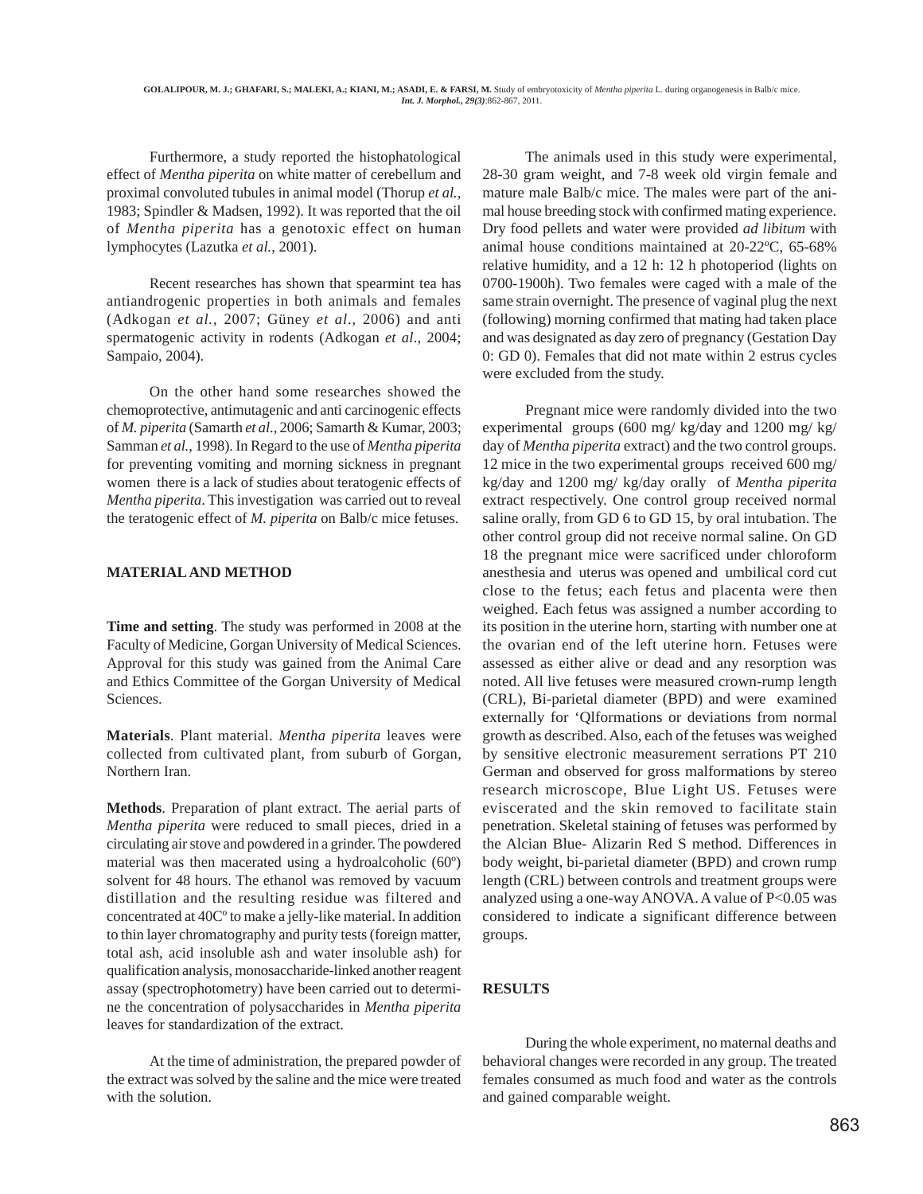Furthermore, a study reported the histophatological effect of *Mentha piperita* on white matter of cerebellum and proximal convoluted tubules in animal model (Thorup *et al.*, 1983; Spindler & Madsen, 1992). It was reported that the oil of *Mentha piperita* has a genotoxic effect on human lymphocytes (Lazutka *et al.*, 2001).

Recent researches has shown that spearmint tea has antiandrogenic properties in both animals and females (Adkogan *et al.*, 2007; Güney *et al.*, 2006) and anti spermatogenic activity in rodents (Adkogan *et al*., 2004; Sampaio, 2004).

On the other hand some researches showed the chemoprotective, antimutagenic and anti carcinogenic effects of *M. piperita* (Samarth *et al.*, 2006; Samarth & Kumar, 2003; Samman *et al.*, 1998). In Regard to the use of *Mentha piperita* for preventing vomiting and morning sickness in pregnant women there is a lack of studies about teratogenic effects of *Mentha piperita*. This investigation was carried out to reveal the teratogenic effect of *M. piperita* on Balb/c mice fetuses.

## MATERIAL AND METHOD

**Time and setting**. The study was performed in 2008 at the Faculty of Medicine, Gorgan University of Medical Sciences. Approval for this study was gained from the Animal Care and Ethics Committee of the Gorgan University of Medical Sciences.

**Materials**. Plant material. *Mentha piperita* leaves were collected from cultivated plant, from suburb of Gorgan, Northern Iran.

**Methods**. Preparation of plant extract. The aerial parts of *Mentha piperita* were reduced to small pieces, dried in a circulating air stove and powdered in a grinder. The powdered material was then macerated using a hydroalcoholic (60º) solvent for 48 hours. The ethanol was removed by vacuum distillation and the resulting residue was filtered and concentrated at 40Cº to make a jelly-like material. In addition to thin layer chromatography and purity tests (foreign matter, total ash, acid insoluble ash and water insoluble ash) for qualification analysis, monosaccharide-linked another reagent assay (spectrophotometry) have been carried out to determine the concentration of polysaccharides in *Mentha piperita* leaves for standardization of the extract.

At the time of administration, the prepared powder of the extract was solved by the saline and the mice were treated with the solution.

The animals used in this study were experimental, 28-30 gram weight, and 7-8 week old virgin female and mature male Balb/c mice. The males were part of the animal house breeding stock with confirmed mating experience. Dry food pellets and water were provided *ad libitum* with animal house conditions maintained at 20-22ºC, 65-68% relative humidity, and a 12 h: 12 h photoperiod (lights on 0700-1900h). Two females were caged with a male of the same strain overnight. The presence of vaginal plug the next (following) morning confirmed that mating had taken place and was designated as day zero of pregnancy (Gestation Day 0: GD 0). Females that did not mate within 2 estrus cycles were excluded from the study.

Pregnant mice were randomly divided into the two experimental groups (600 mg/ kg/day and 1200 mg/ kg/ day of *Mentha piperita* extract) and the two control groups. 12 mice in the two experimental groups received 600 mg/ kg/day and 1200 mg/ kg/day orally of *Mentha piperita* extract respectively. One control group received normal saline orally, from GD 6 to GD 15, by oral intubation. The other control group did not receive normal saline. On GD 18 the pregnant mice were sacrificed under chloroform anesthesia and uterus was opened and umbilical cord cut close to the fetus; each fetus and placenta were then weighed. Each fetus was assigned a number according to its position in the uterine horn, starting with number one at the ovarian end of the left uterine horn. Fetuses were assessed as either alive or dead and any resorption was noted. All live fetuses were measured crown-rump length (CRL), Bi-parietal diameter (BPD) and were examined externally for 'Qlformations or deviations from normal growth as described. Also, each of the fetuses was weighed by sensitive electronic measurement serrations PT 210 German and observed for gross malformations by stereo research microscope, Blue Light US. Fetuses were eviscerated and the skin removed to facilitate stain penetration. Skeletal staining of fetuses was performed by the Alcian Blue- Alizarin Red S method. Differences in body weight, bi-parietal diameter (BPD) and crown rump length (CRL) between controls and treatment groups were analyzed using a one-way ANOVA. A value of $P<0.05$ was considered to indicate a significant difference between groups.

## RESULTS

During the whole experiment, no maternal deaths and behavioral changes were recorded in any group. The treated females consumed as much food and water as the controls and gained comparable weight.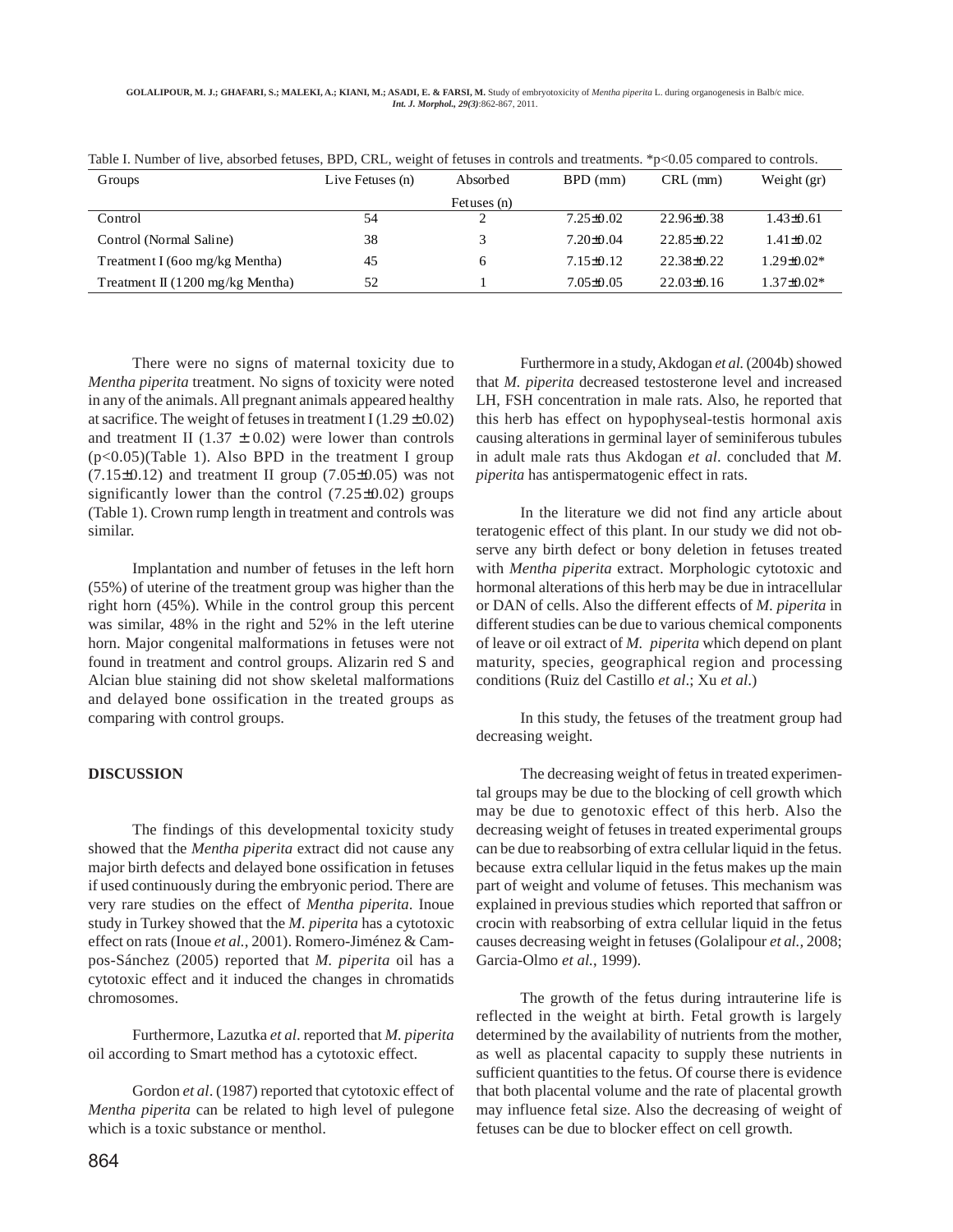Table I. Number of live, absorbed fetuses, BPD, CRL, weight of fetuses in controls and treatments. *p<0.05 compared to controls.

| Groups | Live Fetuses (n) | Absorbed Fetuses (n) | BPD (mm) | CRL (mm) | Weight (gr) |
|---|---|---|---|---|---|
| Control | 54 | 2 | 7.25±0.02 | 22.96±0.38 | 1.43±0.61 |
| Control (Normal Saline) | 38 | 3 | 7.20±0.04 | 22.85±0.22 | 1.41±0.02 |
| Treatment I (6oo mg/kg Mentha) | 45 | 6 | 7.15±0.12 | 22.38±0.22 | 1.29±0.02* |
| Treatment II (1200 mg/kg Mentha) | 52 | 1 | 7.05±0.05 | 22.03±0.16 | 1.37±0.02* |

There were no signs of maternal toxicity due to *Mentha piperita* treatment. No signs of toxicity were noted in any of the animals. All pregnant animals appeared healthy at sacrifice. The weight of fetuses in treatment I (1.29 ± 0.02) and treatment II (1.37 ± 0.02) were lower than controls ($p<0.05$)(Table 1). Also BPD in the treatment I group (7.15±0.12) and treatment II group (7.05±0.05) was not significantly lower than the control (7.25±0.02) groups (Table 1). Crown rump length in treatment and controls was similar.

Implantation and number of fetuses in the left horn (55%) of uterine of the treatment group was higher than the right horn (45%). While in the control group this percent was similar, 48% in the right and 52% in the left uterine horn. Major congenital malformations in fetuses were not found in treatment and control groups. Alizarin red S and Alcian blue staining did not show skeletal malformations and delayed bone ossification in the treated groups as comparing with control groups.

## DISCUSSION

The findings of this developmental toxicity study showed that the *Mentha piperita* extract did not cause any major birth defects and delayed bone ossification in fetuses if used continuously during the embryonic period. There are very rare studies on the effect of *Mentha piperita*. Inoue study in Turkey showed that the *M. piperita* has a cytotoxic effect on rats (Inoue *et al.*, 2001). Romero-Jiménez & Campos-Sánchez (2005) reported that *M. piperita* oil has a cytotoxic effect and it induced the changes in chromatids chromosomes.

Furthermore, Lazutka *et al*. reported that *M. piperita* oil according to Smart method has a cytotoxic effect.

Gordon *et al*. (1987) reported that cytotoxic effect of *Mentha piperita* can be related to high level of pulegone which is a toxic substance or menthol.

Furthermore in a study, Akdogan *et al.* (2004b) showed that *M. piperita* decreased testosterone level and increased LH, FSH concentration in male rats. Also, he reported that this herb has effect on hypophyseal-testis hormonal axis causing alterations in germinal layer of seminiferous tubules in adult male rats thus Akdogan *et al*. concluded that *M. piperita* has antispermatogenic effect in rats.

In the literature we did not find any article about teratogenic effect of this plant. In our study we did not observe any birth defect or bony deletion in fetuses treated with *Mentha piperita* extract. Morphologic cytotoxic and hormonal alterations of this herb may be due in intracellular or DAN of cells. Also the different effects of *M. piperita* in different studies can be due to various chemical components of leave or oil extract of *M. piperita* which depend on plant maturity, species, geographical region and processing conditions (Ruiz del Castillo *et al*.; Xu *et al*.)

In this study, the fetuses of the treatment group had decreasing weight.

The decreasing weight of fetus in treated experimental groups may be due to the blocking of cell growth which may be due to genotoxic effect of this herb. Also the decreasing weight of fetuses in treated experimental groups can be due to reabsorbing of extra cellular liquid in the fetus. because extra cellular liquid in the fetus makes up the main part of weight and volume of fetuses. This mechanism was explained in previous studies which reported that saffron or crocin with reabsorbing of extra cellular liquid in the fetus causes decreasing weight in fetuses (Golalipour *et al.,* 2008; Garcia-Olmo *et al.*, 1999).

The growth of the fetus during intrauterine life is reflected in the weight at birth. Fetal growth is largely determined by the availability of nutrients from the mother, as well as placental capacity to supply these nutrients in sufficient quantities to the fetus. Of course there is evidence that both placental volume and the rate of placental growth may influence fetal size. Also the decreasing of weight of fetuses can be due to blocker effect on cell growth.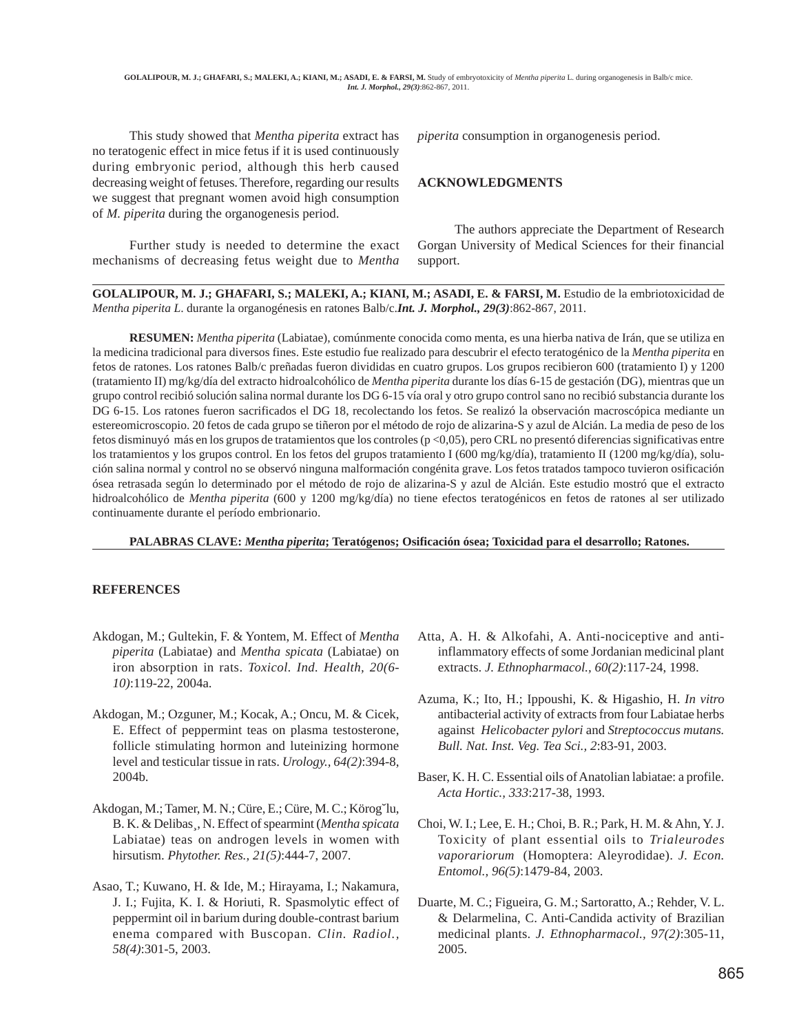This study showed that *Mentha piperita* extract has no teratogenic effect in mice fetus if it is used continuously during embryonic period, although this herb caused decreasing weight of fetuses. Therefore, regarding our results we suggest that pregnant women avoid high consumption of *M. piperita* during the organogenesis period.

Further study is needed to determine the exact mechanisms of decreasing fetus weight due to *Mentha piperita* consumption in organogenesis period.

## ACKNOWLEDGMENTS

The authors appreciate the Department of Research Gorgan University of Medical Sciences for their financial support.

---

**GOLALIPOUR, M. J.; GHAFARI, S.; MALEKI, A.; KIANI, M.; ASADI, E. & FARSI, M.** Estudio de la embriotoxicidad de *Mentha piperita L*. durante la organogénesis en ratones Balb/c.***Int. J. Morphol., 29(3)***:862-867, 2011.

**RESUMEN:** *Mentha piperita* (Labiatae), comúnmente conocida como menta, es una hierba nativa de Irán, que se utiliza en la medicina tradicional para diversos fines. Este estudio fue realizado para descubrir el efecto teratogénico de la *Mentha piperita* en fetos de ratones. Los ratones Balb/c preñadas fueron divididas en cuatro grupos. Los grupos recibieron 600 (tratamiento I) y 1200 (tratamiento II) mg/kg/día del extracto hidroalcohólico de *Mentha piperita* durante los días 6-15 de gestación (DG), mientras que un grupo control recibió solución salina normal durante los DG 6-15 vía oral y otro grupo control sano no recibió substancia durante los DG 6-15. Los ratones fueron sacrificados el DG 18, recolectando los fetos. Se realizó la observación macroscópica mediante un estereomicroscopio. 20 fetos de cada grupo se tiñeron por el método de rojo de alizarina-S y azul de Alcián. La media de peso de los fetos disminuyó más en los grupos de tratamientos que los controles (p <0,05), pero CRL no presentó diferencias significativas entre los tratamientos y los grupos control. En los fetos del grupos tratamiento I (600 mg/kg/día), tratamiento II (1200 mg/kg/día), solución salina normal y control no se observó ninguna malformación congénita grave. Los fetos tratados tampoco tuvieron osificación ósea retrasada según lo determinado por el método de rojo de alizarina-S y azul de Alcián. Este estudio mostró que el extracto hidroalcohólico de *Mentha piperita* (600 y 1200 mg/kg/día) no tiene efectos teratogénicos en fetos de ratones al ser utilizado continuamente durante el período embrionario.

**PALABRAS CLAVE:** ***Mentha piperita*; Teratógenos; Osificación ósea; Toxicidad para el desarrollo; Ratones.**

---

## REFERENCES

Akdogan, M.; Gultekin, F. & Yontem, M. Effect of *Mentha piperita* (Labiatae) and *Mentha spicata* (Labiatae) on iron absorption in rats. *Toxicol. Ind. Health, 20(6-10)*:119-22, 2004a.

Akdogan, M.; Ozguner, M.; Kocak, A.; Oncu, M. & Cicek, E. Effect of peppermint teas on plasma testosterone, follicle stimulating hormon and luteinizing hormone level and testicular tissue in rats. *Urology., 64(2)*:394-8, 2004b.

Akdogan, M.; Tamer, M. N.; Cüre, E.; Cüre, M. C.; Köroğlu, B. K. & Delibaş, N. Effect of spearmint (*Mentha spicata* Labiatae) teas on androgen levels in women with hirsutism. *Phytother. Res., 21(5)*:444-7, 2007.

Asao, T.; Kuwano, H. & Ide, M.; Hirayama, I.; Nakamura, J. I.; Fujita, K. I. & Horiuti, R. Spasmolytic effect of peppermint oil in barium during double-contrast barium enema compared with Buscopan. *Clin. Radiol., 58(4)*:301-5, 2003.

Atta, A. H. & Alkofahi, A. Anti-nociceptive and anti-inflammatory effects of some Jordanian medicinal plant extracts. *J. Ethnopharmacol., 60(2)*:117-24, 1998.

Azuma, K.; Ito, H.; Ippoushi, K. & Higashio, H. *In vitro* antibacterial activity of extracts from four Labiatae herbs against *Helicobacter pylori* and *Streptococcus mutans. Bull. Nat. Inst. Veg. Tea Sci., 2*:83-91, 2003.

Baser, K. H. C. Essential oils of Anatolian labiatae: a profile. *Acta Hortic., 333*:217-38, 1993.

Choi, W. I.; Lee, E. H.; Choi, B. R.; Park, H. M. & Ahn, Y. J. Toxicity of plant essential oils to *Trialeurodes vaporariorum* (Homoptera: Aleyrodidae). *J. Econ. Entomol., 96(5)*:1479-84, 2003.

Duarte, M. C.; Figueira, G. M.; Sartoratto, A.; Rehder, V. L. & Delarmelina, C. Anti-Candida activity of Brazilian medicinal plants. *J. Ethnopharmacol., 97(2)*:305-11, 2005.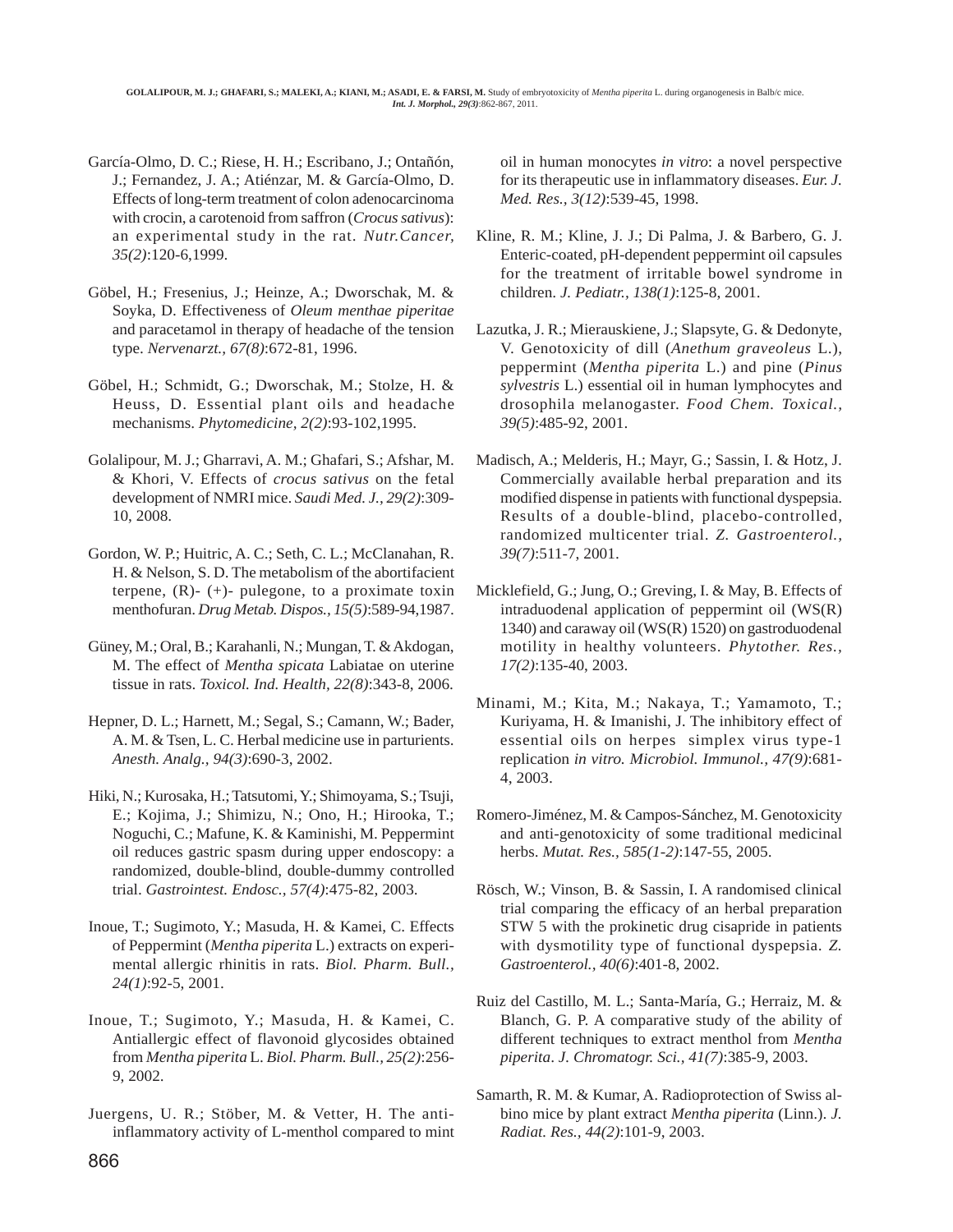García-Olmo, D. C.; Riese, H. H.; Escribano, J.; Ontañón, J.; Fernandez, J. A.; Atiénzar, M. & García-Olmo, D. Effects of long-term treatment of colon adenocarcinoma with crocin, a carotenoid from saffron (*Crocus sativus*): an experimental study in the rat. *Nutr.Cancer, 35(2)*:120-6,1999.

Göbel, H.; Fresenius, J.; Heinze, A.; Dworschak, M. & Soyka, D. Effectiveness of *Oleum menthae piperitae* and paracetamol in therapy of headache of the tension type. *Nervenarzt., 67(8)*:672-81, 1996.

Göbel, H.; Schmidt, G.; Dworschak, M.; Stolze, H. & Heuss, D. Essential plant oils and headache mechanisms. *Phytomedicine, 2(2)*:93-102,1995.

Golalipour, M. J.; Gharravi, A. M.; Ghafari, S.; Afshar, M. & Khori, V. Effects of *crocus sativus* on the fetal development of NMRI mice. *Saudi Med. J., 29(2)*:309-10, 2008.

Gordon, W. P.; Huitric, A. C.; Seth, C. L.; McClanahan, R. H. & Nelson, S. D. The metabolism of the abortifacient terpene, (R)- (+)- pulegone, to a proximate toxin menthofuran. *Drug Metab. Dispos., 15(5)*:589-94,1987.

Güney, M.; Oral, B.; Karahanli, N.; Mungan, T. & Akdogan, M. The effect of *Mentha spicata* Labiatae on uterine tissue in rats. *Toxicol. Ind. Health, 22(8)*:343-8, 2006.

Hepner, D. L.; Harnett, M.; Segal, S.; Camann, W.; Bader, A. M. & Tsen, L. C. Herbal medicine use in parturients. *Anesth. Analg., 94(3)*:690-3, 2002.

Hiki, N.; Kurosaka, H.; Tatsutomi, Y.; Shimoyama, S.; Tsuji, E.; Kojima, J.; Shimizu, N.; Ono, H.; Hirooka, T.; Noguchi, C.; Mafune, K. & Kaminishi, M. Peppermint oil reduces gastric spasm during upper endoscopy: a randomized, double-blind, double-dummy controlled trial. *Gastrointest. Endosc., 57(4)*:475-82, 2003.

Inoue, T.; Sugimoto, Y.; Masuda, H. & Kamei, C. Effects of Peppermint (*Mentha piperita* L.) extracts on experimental allergic rhinitis in rats. *Biol. Pharm. Bull., 24(1)*:92-5, 2001.

Inoue, T.; Sugimoto, Y.; Masuda, H. & Kamei, C. Antiallergic effect of flavonoid glycosides obtained from *Mentha piperita* L. *Biol. Pharm. Bull., 25(2)*:256-9, 2002.

Juergens, U. R.; Stöber, M. & Vetter, H. The anti-inflammatory activity of L-menthol compared to mint oil in human monocytes *in vitro*: a novel perspective for its therapeutic use in inflammatory diseases. *Eur. J. Med. Res., 3(12)*:539-45, 1998.

Kline, R. M.; Kline, J. J.; Di Palma, J. & Barbero, G. J. Enteric-coated, pH-dependent peppermint oil capsules for the treatment of irritable bowel syndrome in children. *J. Pediatr., 138(1)*:125-8, 2001.

Lazutka, J. R.; Mierauskiene, J.; Slapsyte, G. & Dedonyte, V. Genotoxicity of dill (*Anethum graveoleus* L.), peppermint (*Mentha piperita* L.) and pine (*Pinus sylvestris* L.) essential oil in human lymphocytes and drosophila melanogaster. *Food Chem. Toxical., 39(5)*:485-92, 2001.

Madisch, A.; Melderis, H.; Mayr, G.; Sassin, I. & Hotz, J. Commercially available herbal preparation and its modified dispense in patients with functional dyspepsia. Results of a double-blind, placebo-controlled, randomized multicenter trial. *Z. Gastroenterol., 39(7)*:511-7, 2001.

Micklefield, G.; Jung, O.; Greving, I. & May, B. Effects of intraduodenal application of peppermint oil (WS(R) 1340) and caraway oil (WS(R) 1520) on gastroduodenal motility in healthy volunteers. *Phytother. Res., 17(2)*:135-40, 2003.

Minami, M.; Kita, M.; Nakaya, T.; Yamamoto, T.; Kuriyama, H. & Imanishi, J. The inhibitory effect of essential oils on herpes simplex virus type-1 replication *in vitro. Microbiol. Immunol., 47(9)*:681-4, 2003.

Romero-Jiménez, M. & Campos-Sánchez, M. Genotoxicity and anti-genotoxicity of some traditional medicinal herbs. *Mutat. Res., 585(1-2)*:147-55, 2005.

Rösch, W.; Vinson, B. & Sassin, I. A randomised clinical trial comparing the efficacy of an herbal preparation STW 5 with the prokinetic drug cisapride in patients with dysmotility type of functional dyspepsia. *Z. Gastroenterol., 40(6)*:401-8, 2002.

Ruiz del Castillo, M. L.; Santa-María, G.; Herraiz, M. & Blanch, G. P. A comparative study of the ability of different techniques to extract menthol from *Mentha piperita*. *J. Chromatogr. Sci., 41(7)*:385-9, 2003.

Samarth, R. M. & Kumar, A. Radioprotection of Swiss albino mice by plant extract *Mentha piperita* (Linn.). *J. Radiat. Res., 44(2)*:101-9, 2003.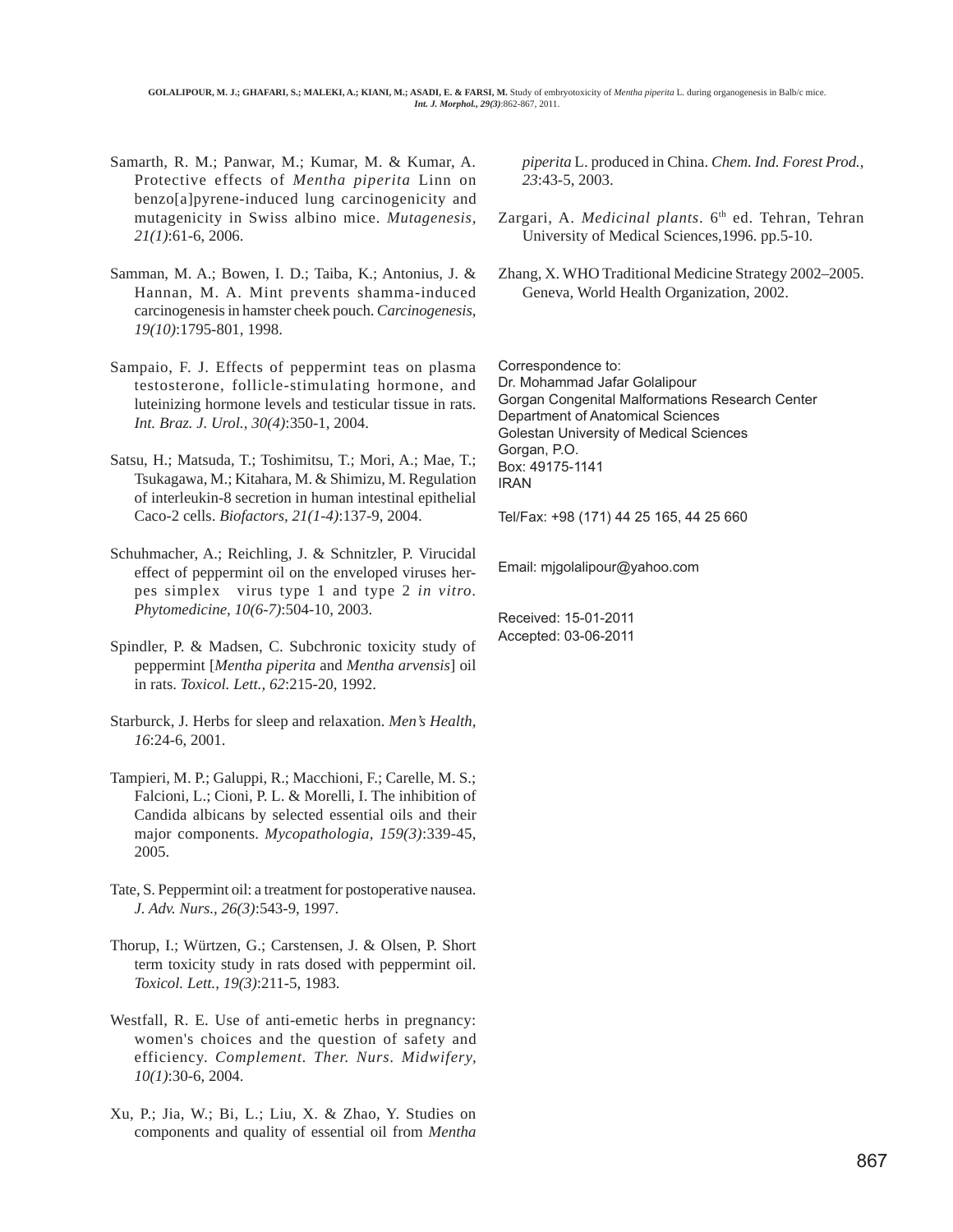Samarth, R. M.; Panwar, M.; Kumar, M. & Kumar, A. Protective effects of *Mentha piperita* Linn on benzo[a]pyrene-induced lung carcinogenicity and mutagenicity in Swiss albino mice. *Mutagenesis, 21(1)*:61-6, 2006.

Samman, M. A.; Bowen, I. D.; Taiba, K.; Antonius, J. & Hannan, M. A. Mint prevents shamma-induced carcinogenesis in hamster cheek pouch. *Carcinogenesis, 19(10)*:1795-801, 1998.

Sampaio, F. J. Effects of peppermint teas on plasma testosterone, follicle-stimulating hormone, and luteinizing hormone levels and testicular tissue in rats. *Int. Braz. J. Urol., 30(4)*:350-1, 2004.

Satsu, H.; Matsuda, T.; Toshimitsu, T.; Mori, A.; Mae, T.; Tsukagawa, M.; Kitahara, M. & Shimizu, M. Regulation of interleukin-8 secretion in human intestinal epithelial Caco-2 cells. *Biofactors, 21(1-4)*:137-9, 2004.

Schuhmacher, A.; Reichling, J. & Schnitzler, P. Virucidal effect of peppermint oil on the enveloped viruses herpes simplex virus type 1 and type 2 *in vitro*. *Phytomedicine, 10(6-7)*:504-10, 2003.

Spindler, P. & Madsen, C. Subchronic toxicity study of peppermint [*Mentha piperita* and *Mentha arvensis*] oil in rats. *Toxicol. Lett., 62*:215-20, 1992.

Starburck, J. Herbs for sleep and relaxation. *Men's Health, 16*:24-6, 2001.

Tampieri, M. P.; Galuppi, R.; Macchioni, F.; Carelle, M. S.; Falcioni, L.; Cioni, P. L. & Morelli, I. The inhibition of Candida albicans by selected essential oils and their major components. *Mycopathologia, 159(3)*:339-45, 2005.

Tate, S. Peppermint oil: a treatment for postoperative nausea. *J. Adv. Nurs., 26(3)*:543-9, 1997.

Thorup, I.; Würtzen, G.; Carstensen, J. & Olsen, P. Short term toxicity study in rats dosed with peppermint oil. *Toxicol. Lett., 19(3)*:211-5, 1983.

Westfall, R. E. Use of anti-emetic herbs in pregnancy: women's choices and the question of safety and efficiency. *Complement. Ther. Nurs. Midwifery, 10(1)*:30-6, 2004.

Xu, P.; Jia, W.; Bi, L.; Liu, X. & Zhao, Y. Studies on components and quality of essential oil from *Mentha piperita* L. produced in China. *Chem. Ind. Forest Prod., 23*:43-5, 2003.

Zargari, A. *Medicinal plants*. 6th ed. Tehran, Tehran University of Medical Sciences,1996. pp.5-10.

Zhang, X. WHO Traditional Medicine Strategy 2002–2005. Geneva, World Health Organization, 2002.

Correspondence to:
Dr. Mohammad Jafar Golalipour
Gorgan Congenital Malformations Research Center
Department of Anatomical Sciences
Golestan University of Medical Sciences
Gorgan, P.O.
Box: 49175-1141
IRAN

Tel/Fax: +98 (171) 44 25 165, 44 25 660

Email: mjgolalipour@yahoo.com

Received: 15-01-2011
Accepted: 03-06-2011